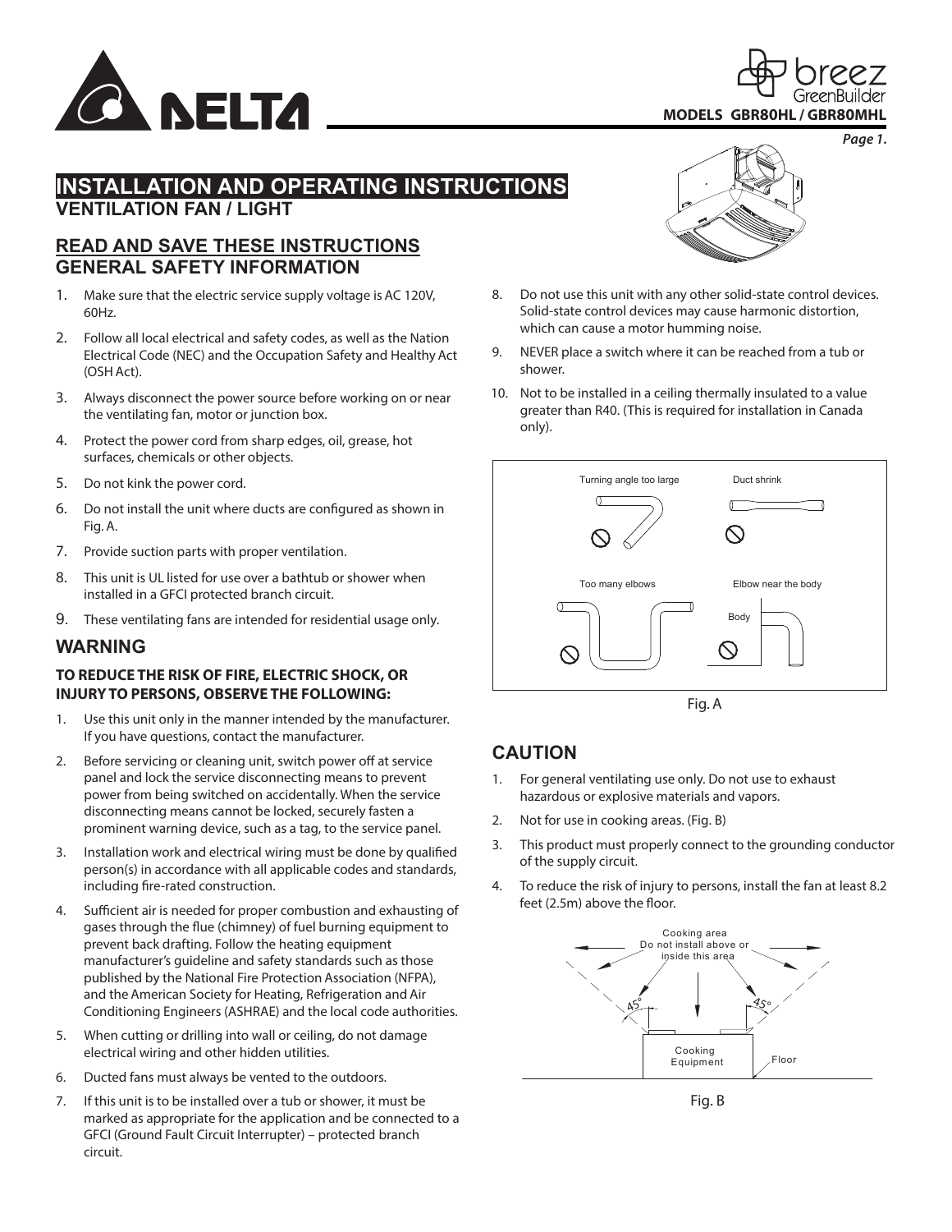**MODELS GBR80HL / GBR80MHL**

# INSTALLATION AND OPERATING INSTRUCTIONS

## VENTILATION FAN / LIGHT

## READ AND SAVE THESE INSTRUCTIONS

## GENERAL SAFETY INFORMATION

1. Make sure that the electric service supply voltage is AC 120V, 60Hz.
2. Follow all local electrical and safety codes, as well as the Nation Electrical Code (NEC) and the Occupation Safety and Healthy Act (OSH Act).
3. Always disconnect the power source before working on or near the ventilating fan, motor or junction box.
4. Protect the power cord from sharp edges, oil, grease, hot surfaces, chemicals or other objects.
5. Do not kink the power cord.
6. Do not install the unit where ducts are configured as shown in Fig. A.
7. Provide suction parts with proper ventilation.
8. This unit is UL listed for use over a bathtub or shower when installed in a GFCI protected branch circuit.
9. These ventilating fans are intended for residential usage only.

## WARNING

**TO REDUCE THE RISK OF FIRE, ELECTRIC SHOCK, OR INJURY TO PERSONS, OBSERVE THE FOLLOWING:**

1. Use this unit only in the manner intended by the manufacturer. If you have questions, contact the manufacturer.
2. Before servicing or cleaning unit, switch power off at service panel and lock the service disconnecting means to prevent power from being switched on accidentally. When the service disconnecting means cannot be locked, securely fasten a prominent warning device, such as a tag, to the service panel.
3. Installation work and electrical wiring must be done by qualified person(s) in accordance with all applicable codes and standards, including fire-rated construction.
4. Sufficient air is needed for proper combustion and exhausting of gases through the flue (chimney) of fuel burning equipment to prevent back drafting. Follow the heating equipment manufacturer's guideline and safety standards such as those published by the National Fire Protection Association (NFPA), and the American Society for Heating, Refrigeration and Air Conditioning Engineers (ASHRAE) and the local code authorities.
5. When cutting or drilling into wall or ceiling, do not damage electrical wiring and other hidden utilities.
6. Ducted fans must always be vented to the outdoors.
7. If this unit is to be installed over a tub or shower, it must be marked as appropriate for the application and be connected to a GFCI (Ground Fault Circuit Interrupter) – protected branch circuit.
8. Do not use this unit with any other solid-state control devices. Solid-state control devices may cause harmonic distortion, which can cause a motor humming noise.
9. NEVER place a switch where it can be reached from a tub or shower.
10. Not to be installed in a ceiling thermally insulated to a value greater than R40. (This is required for installation in Canada only).

Turning angle too large

Duct shrink

Too many elbows

Elbow near the body

Body

Fig. A

## CAUTION

1. For general ventilating use only. Do not use to exhaust hazardous or explosive materials and vapors.
2. Not for use in cooking areas. (Fig. B)
3. This product must properly connect to the grounding conductor of the supply circuit.
4. To reduce the risk of injury to persons, install the fan at least 8.2 feet (2.5m) above the floor.

Cooking area
Do not install above or inside this area

45°

45°

Cooking Equipment

Floor

Fig. B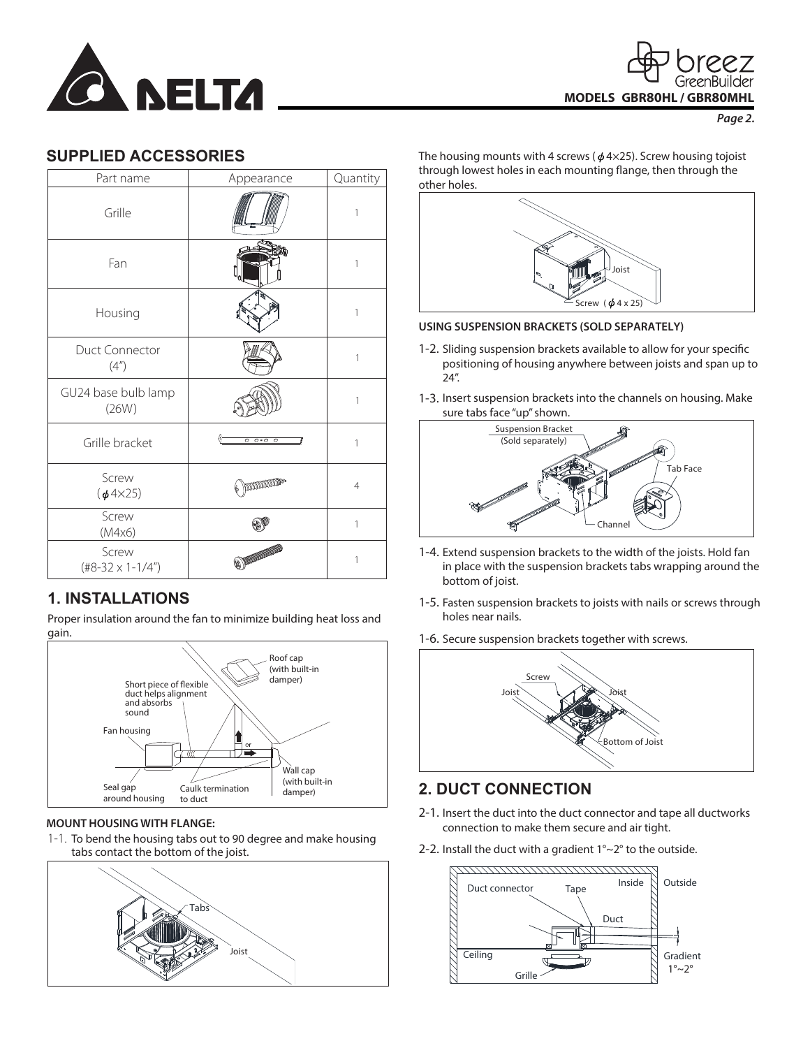## SUPPLIED ACCESSORIES

| Part name | Appearance | Quantity |
|---|---|---|
| Grille | | 1 |
| Fan | | 1 |
| Housing | | 1 |
| Duct Connector (4") | | 1 |
| GU24 base bulb lamp (26W) | | 1 |
| Grille bracket | | 1 |
| Screw ($\phi$4×25) | | 4 |
| Screw (M4x6) | | 1 |
| Screw (#8-32 x 1-1/4") | | 1 |

## 1. INSTALLATIONS

Proper insulation around the fan to minimize building heat loss and gain.

Roof cap (with built-in damper)
Short piece of flexible duct helps alignment and absorbs sound
Fan housing
or
Wall cap (with built-in damper)
Seal gap around housing
Caulk termination to duct

**MOUNT HOUSING WITH FLANGE:**

1-1. To bend the housing tabs out to 90 degree and make housing tabs contact the bottom of the joist.

Tabs
Joist

The housing mounts with 4 screws ($\phi$4×25). Screw housing tojoist through lowest holes in each mounting flange, then through the other holes.

Joist
Screw ($\phi$4 x 25)

**USING SUSPENSION BRACKETS (SOLD SEPARATELY)**

1-2. Sliding suspension brackets available to allow for your specific positioning of housing anywhere between joists and span up to 24".

1-3. Insert suspension brackets into the channels on housing. Make sure tabs face "up" shown.

Suspension Bracket (Sold separately)
Tab Face
Channel

1-4. Extend suspension brackets to the width of the joists. Hold fan in place with the suspension brackets tabs wrapping around the bottom of joist.

1-5. Fasten suspension brackets to joists with nails or screws through holes near nails.

1-6. Secure suspension brackets together with screws.

Screw
Joist
Joist
Bottom of Joist

## 2. DUCT CONNECTION

2-1. Insert the duct into the duct connector and tape all ductworks connection to make them secure and air tight.

2-2. Install the duct with a gradient 1°~2° to the outside.

Duct connector
Tape
Inside
Outside
Duct
Ceiling
Gradient 1°~2°
Grille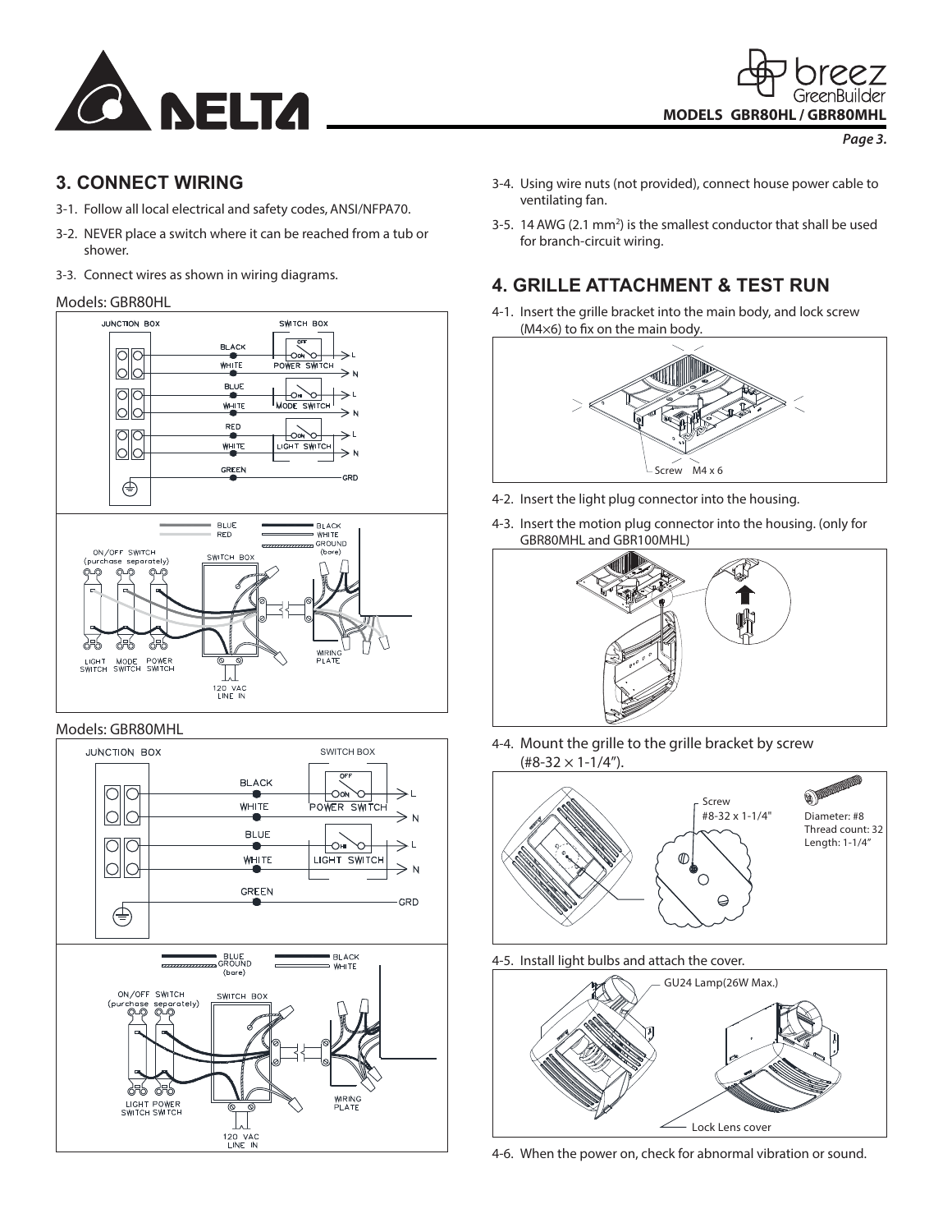## 3. CONNECT WIRING

3-1. Follow all local electrical and safety codes, ANSI/NFPA70.

3-2. NEVER place a switch where it can be reached from a tub or shower.

3-3. Connect wires as shown in wiring diagrams.

Models: GBR80HL

JUNCTION BOX

SWITCH BOX

BLACK

WHITE

OFF

ON

POWER SWITCH

L

N

BLUE

WHITE

HI

MODE SWITCH

L

N

RED

WHITE

ON

LIGHT SWITCH

L

N

GREEN

GRD

BLUE

RED

BLACK

WHITE

GROUND (bare)

ON/OFF SWITCH (purchase separately)

SWITCH BOX

LIGHT SWITCH

MODE SWITCH

POWER SWITCH

WIRING PLATE

120 VAC LINE IN

Models: GBR80MHL

JUNCTION BOX

SWITCH BOX

BLACK

WHITE

OFF

ON

POWER SWITCH

L

N

BLUE

WHITE

HI

LIGHT SWITCH

L

N

GREEN

GRD

BLUE

GROUND (bare)

BLACK

WHITE

ON/OFF SWITCH (purchase separately)

SWITCH BOX

LIGHT SWITCH

POWER SWITCH

WIRING PLATE

120 VAC LINE IN

3-4. Using wire nuts (not provided), connect house power cable to ventilating fan.

3-5. 14 AWG (2.1 $mm^2$) is the smallest conductor that shall be used for branch-circuit wiring.

## 4. GRILLE ATTACHMENT & TEST RUN

4-1. Insert the grille bracket into the main body, and lock screw (M4×6) to fix on the main body.

Screw M4 x 6

4-2. Insert the light plug connector into the housing.

4-3. Insert the motion plug connector into the housing. (only for GBR80MHL and GBR100MHL)

4-4. Mount the grille to the grille bracket by screw (#8-32 × 1-1/4″).

Screw #8-32 x 1-1/4"

Diameter: #8
Thread count: 32
Length: 1-1/4"

4-5. Install light bulbs and attach the cover.

GU24 Lamp(26W Max.)

Lock Lens cover

4-6. When the power on, check for abnormal vibration or sound.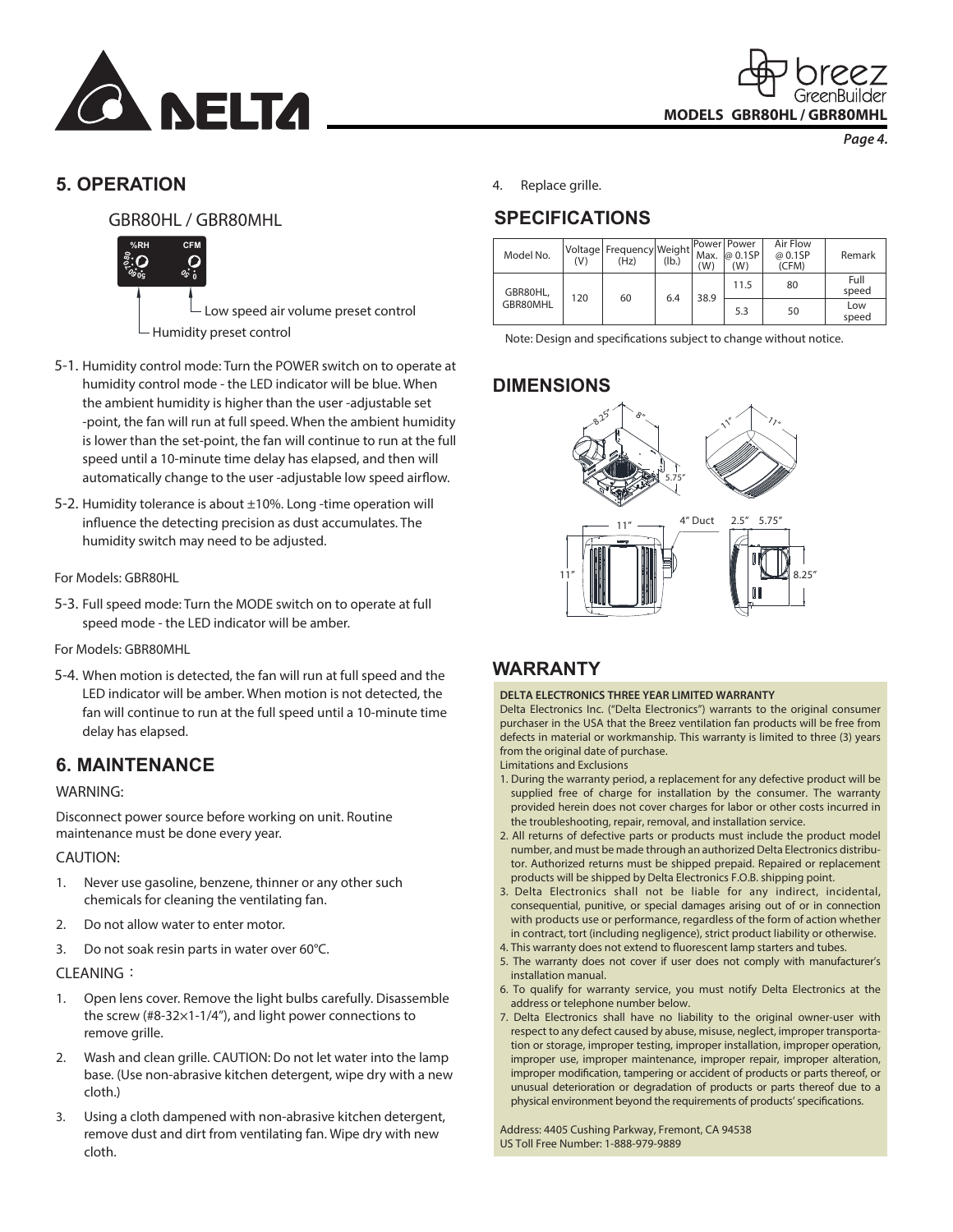## 5. OPERATION

GBR80HL / GBR80MHL

%RH

CFM

Low speed air volume preset control

Humidity preset control

5-1. Humidity control mode: Turn the POWER switch on to operate at humidity control mode - the LED indicator will be blue. When the ambient humidity is higher than the user -adjustable set -point, the fan will run at full speed. When the ambient humidity is lower than the set-point, the fan will continue to run at the full speed until a 10-minute time delay has elapsed, and then will automatically change to the user -adjustable low speed airflow.

5-2. Humidity tolerance is about ±10%. Long -time operation will influence the detecting precision as dust accumulates. The humidity switch may need to be adjusted.

For Models: GBR80HL

5-3. Full speed mode: Turn the MODE switch on to operate at full speed mode - the LED indicator will be amber.

For Models: GBR80MHL

5-4. When motion is detected, the fan will run at full speed and the LED indicator will be amber. When motion is not detected, the fan will continue to run at the full speed until a 10-minute time delay has elapsed.

## 6. MAINTENANCE

WARNING:

Disconnect power source before working on unit. Routine maintenance must be done every year.

CAUTION:

1. Never use gasoline, benzene, thinner or any other such chemicals for cleaning the ventilating fan.
2. Do not allow water to enter motor.
3. Do not soak resin parts in water over 60°C.

CLEANING：

1. Open lens cover. Remove the light bulbs carefully. Disassemble the screw (#8-32×1-1/4"), and light power connections to remove grille.
2. Wash and clean grille. CAUTION: Do not let water into the lamp base. (Use non-abrasive kitchen detergent, wipe dry with a new cloth.)
3. Using a cloth dampened with non-abrasive kitchen detergent, remove dust and dirt from ventilating fan. Wipe dry with new cloth.
4. Replace grille.

## SPECIFICATIONS

| Model No. | Voltage (V) | Frequency (Hz) | Weight (lb.) | Power Max. (W) | Power @ 0.1SP (W) | Air Flow @ 0.1SP (CFM) | Remark |
|---|---|---|---|---|---|---|---|
| GBR80HL, GBR80MHL | 120 | 60 | 6.4 | 38.9 | 11.5 | 80 | Full speed |
| | | | | | 5.3 | 50 | Low speed |

Note: Design and specifications subject to change without notice.

## DIMENSIONS

8.25" 8" 11" 11" 5.75"

11" 4" Duct 2.5" 5.75"

11" 8.25"

## WARRANTY

**DELTA ELECTRONICS THREE YEAR LIMITED WARRANTY**

Delta Electronics Inc. ("Delta Electronics") warrants to the original consumer purchaser in the USA that the Breez ventilation fan products will be free from defects in material or workmanship. This warranty is limited to three (3) years from the original date of purchase.

Limitations and Exclusions

1. During the warranty period, a replacement for any defective product will be supplied free of charge for installation by the consumer. The warranty provided herein does not cover charges for labor or other costs incurred in the troubleshooting, repair, removal, and installation service.
2. All returns of defective parts or products must include the product model number, and must be made through an authorized Delta Electronics distributor. Authorized returns must be shipped prepaid. Repaired or replacement products will be shipped by Delta Electronics F.O.B. shipping point.
3. Delta Electronics shall not be liable for any indirect, incidental, consequential, punitive, or special damages arising out of or in connection with products use or performance, regardless of the form of action whether in contract, tort (including negligence), strict product liability or otherwise.
4. This warranty does not extend to fluorescent lamp starters and tubes.
5. The warranty does not cover if user does not comply with manufacturer's installation manual.
6. To qualify for warranty service, you must notify Delta Electronics at the address or telephone number below.
7. Delta Electronics shall have no liability to the original owner-user with respect to any defect caused by abuse, misuse, neglect, improper transportation or storage, improper testing, improper installation, improper operation, improper use, improper maintenance, improper repair, improper alteration, improper modification, tampering or accident of products or parts thereof, or unusual deterioration or degradation of products or parts thereof due to a physical environment beyond the requirements of products' specifications.

Address: 4405 Cushing Parkway, Fremont, CA 94538
US Toll Free Number: 1-888-979-9889